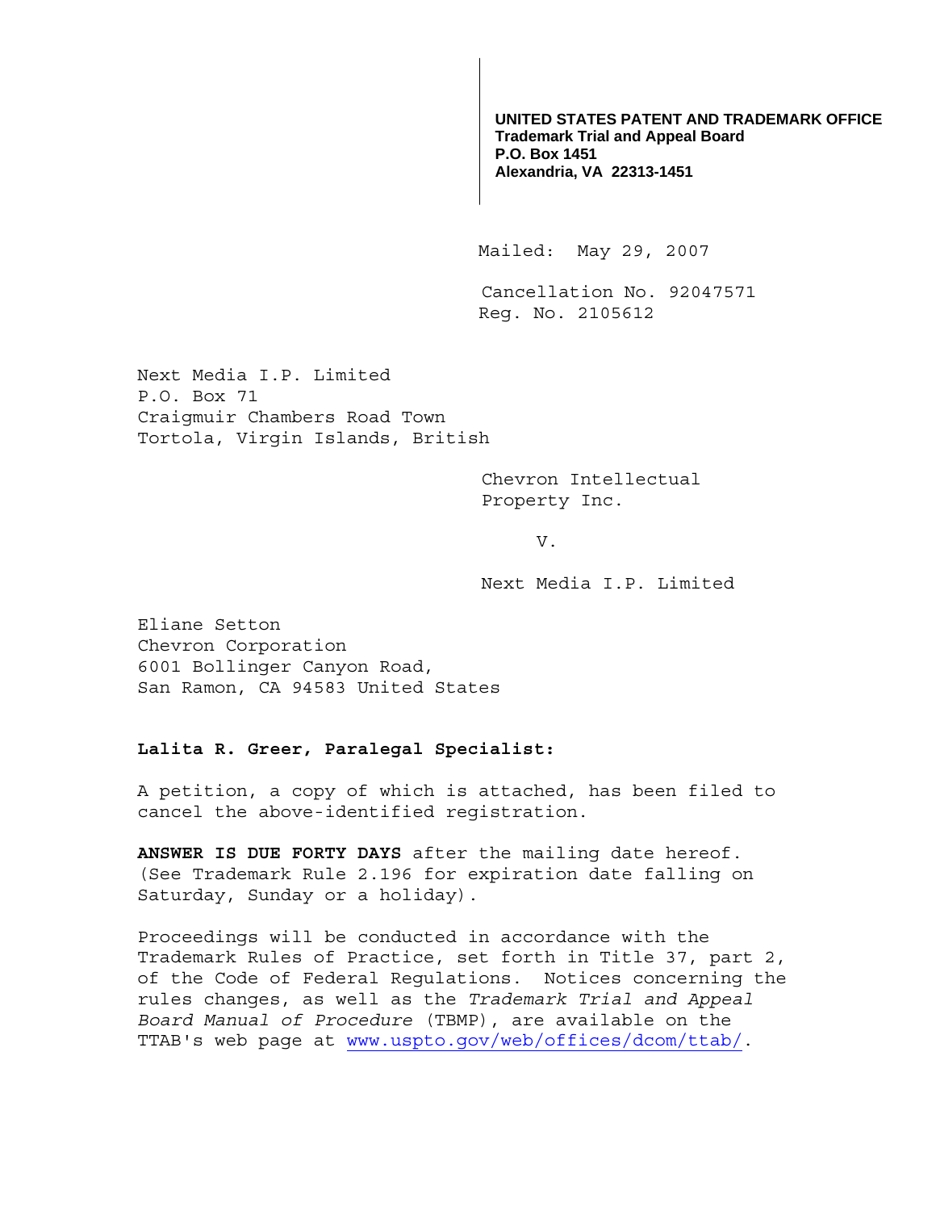**UNITED STATES PATENT AND TRADEMARK OFFICE**
**Trademark Trial and Appeal Board**
**P.O. Box 1451**
**Alexandria, VA 22313-1451**

Mailed: May 29, 2007

Cancellation No. 92047571
Reg. No. 2105612

Next Media I.P. Limited
P.O. Box 71
Craigmuir Chambers Road Town
Tortola, Virgin Islands, British

Chevron Intellectual
Property Inc.

v.

Next Media I.P. Limited

Eliane Setton
Chevron Corporation
6001 Bollinger Canyon Road,
San Ramon, CA 94583 United States

**Lalita R. Greer, Paralegal Specialist:**

A petition, a copy of which is attached, has been filed to cancel the above-identified registration.

**ANSWER IS DUE FORTY DAYS** after the mailing date hereof. (See Trademark Rule 2.196 for expiration date falling on Saturday, Sunday or a holiday).

Proceedings will be conducted in accordance with the Trademark Rules of Practice, set forth in Title 37, part 2, of the Code of Federal Regulations. Notices concerning the rules changes, as well as the *Trademark Trial and Appeal Board Manual of Procedure* (TBMP), are available on the TTAB's web page at www.uspto.gov/web/offices/dcom/ttab/.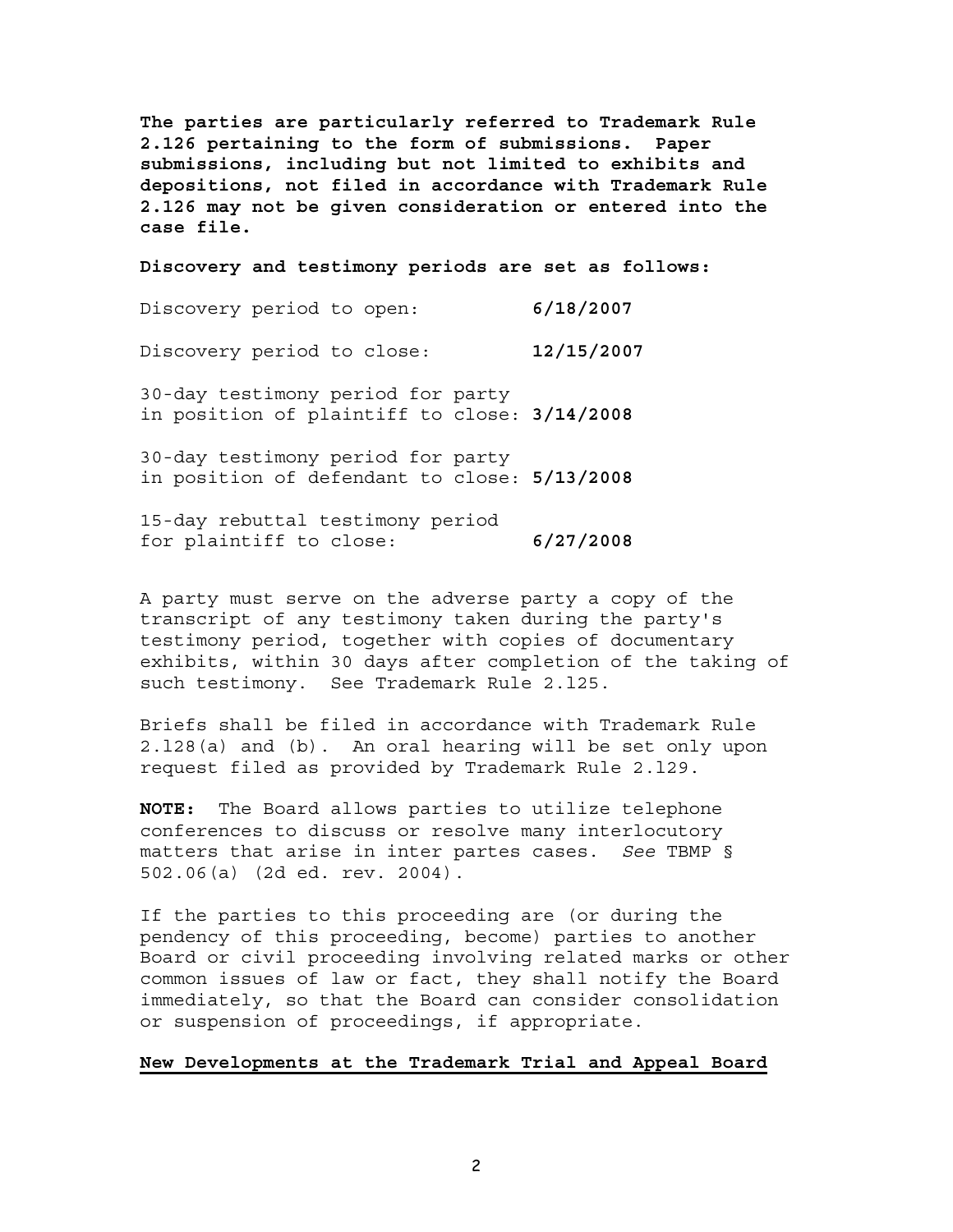**The parties are particularly referred to Trademark Rule 2.126 pertaining to the form of submissions. Paper submissions, including but not limited to exhibits and depositions, not filed in accordance with Trademark Rule 2.126 may not be given consideration or entered into the case file.**

**Discovery and testimony periods are set as follows:**

| | |
|---|---|
| Discovery period to open: | **6/18/2007** |
| Discovery period to close: | **12/15/2007** |
| 30-day testimony period for party in position of plaintiff to close: | **3/14/2008** |
| 30-day testimony period for party in position of defendant to close: | **5/13/2008** |
| 15-day rebuttal testimony period for plaintiff to close: | **6/27/2008** |

A party must serve on the adverse party a copy of the transcript of any testimony taken during the party's testimony period, together with copies of documentary exhibits, within 30 days after completion of the taking of such testimony. See Trademark Rule 2.l25.

Briefs shall be filed in accordance with Trademark Rule 2.l28(a) and (b). An oral hearing will be set only upon request filed as provided by Trademark Rule 2.l29.

**NOTE:** The Board allows parties to utilize telephone conferences to discuss or resolve many interlocutory matters that arise in inter partes cases. *See* TBMP § 502.06(a) (2d ed. rev. 2004).

If the parties to this proceeding are (or during the pendency of this proceeding, become) parties to another Board or civil proceeding involving related marks or other common issues of law or fact, they shall notify the Board immediately, so that the Board can consider consolidation or suspension of proceedings, if appropriate.

**New Developments at the Trademark Trial and Appeal Board**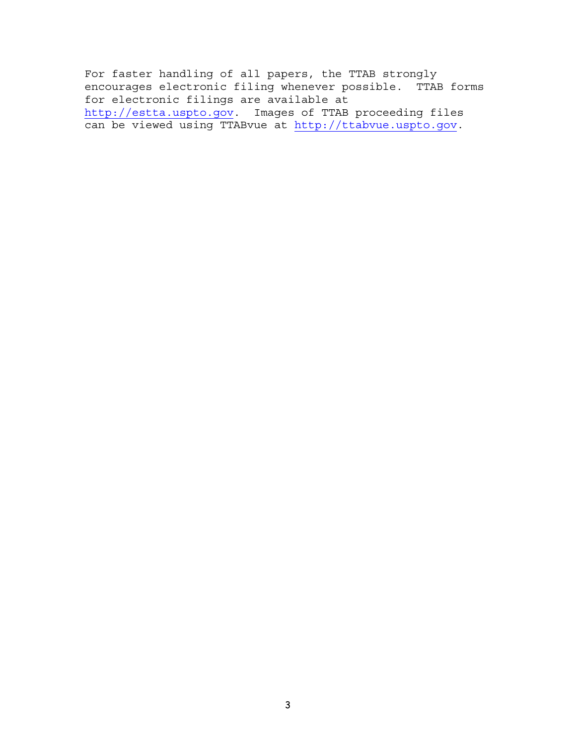For faster handling of all papers, the TTAB strongly encourages electronic filing whenever possible. TTAB forms for electronic filings are available at http://estta.uspto.gov. Images of TTAB proceeding files can be viewed using TTABvue at http://ttabvue.uspto.gov.